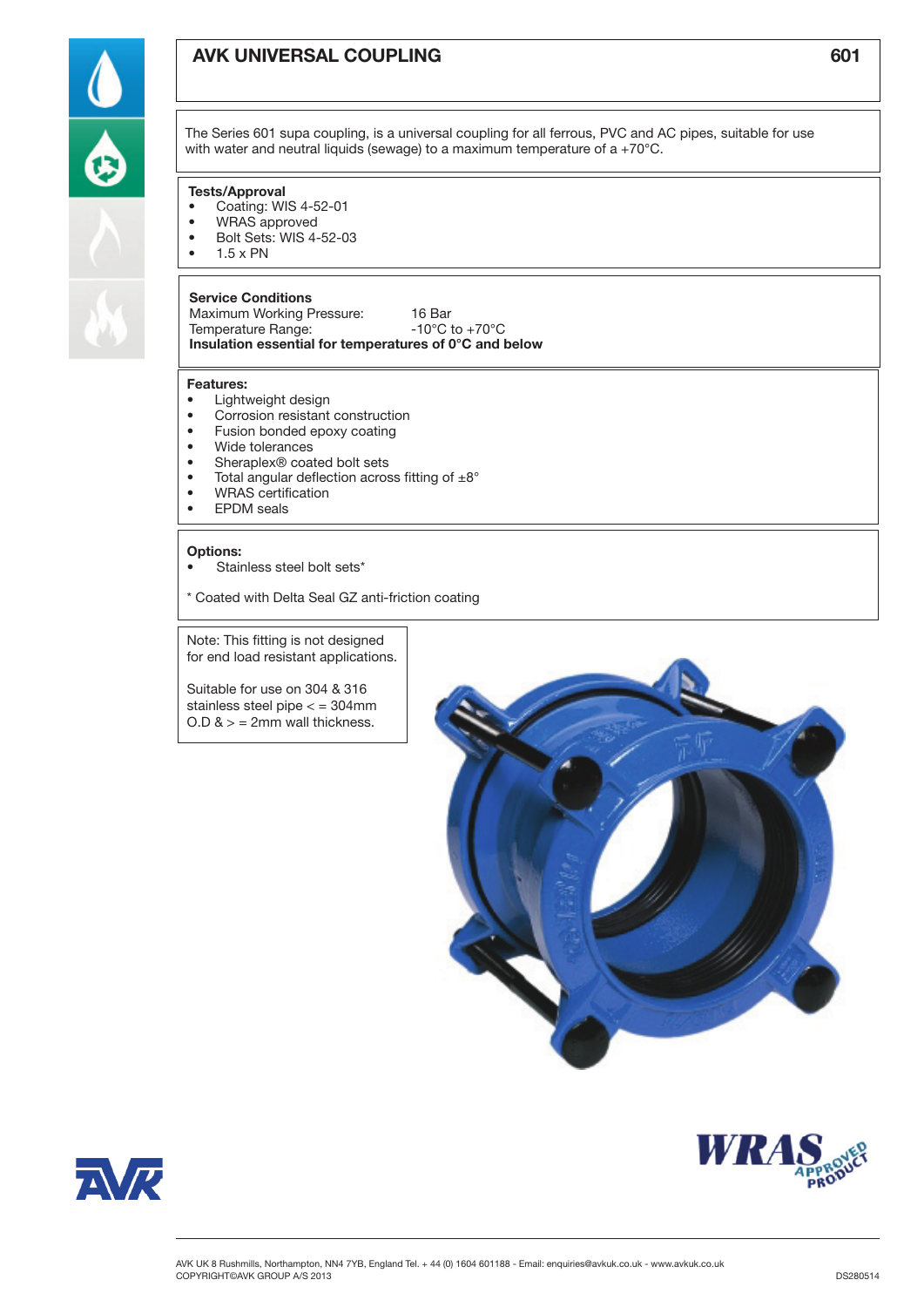# AVK UNIVERSAL COUPLING 601

The Series 601 supa coupling, is a universal coupling for all ferrous, PVC and AC pipes, suitable for use with water and neutral liquids (sewage) to a maximum temperature of a +70°C.

**Tests/Approval**

- Coating: WIS 4-52-01
- WRAS approved
- Bolt Sets: WIS 4-52-03
- 1.5 x PN

**Service Conditions**

Maximum Working Pressure: 16 Bar
Temperature Range: -10°C to +70°C
**Insulation essential for temperatures of 0°C and below**

**Features:**

- Lightweight design
- Corrosion resistant construction
- Fusion bonded epoxy coating
- Wide tolerances
- Sheraplex® coated bolt sets
- Total angular deflection across fitting of ±8°
- WRAS certification
- EPDM seals

**Options:**

- Stainless steel bolt sets*

* Coated with Delta Seal GZ anti-friction coating

Note: This fitting is not designed for end load resistant applications.

Suitable for use on 304 & 316 stainless steel pipe < = 304mm O.D & > = 2mm wall thickness.

AVK UK 8 Rushmills, Northampton, NN4 7YB, England Tel. + 44 (0) 1604 601188 - Email: enquiries@avkuk.co.uk - www.avkuk.co.uk
COPYRIGHT©AVK GROUP A/S 2013

DS280514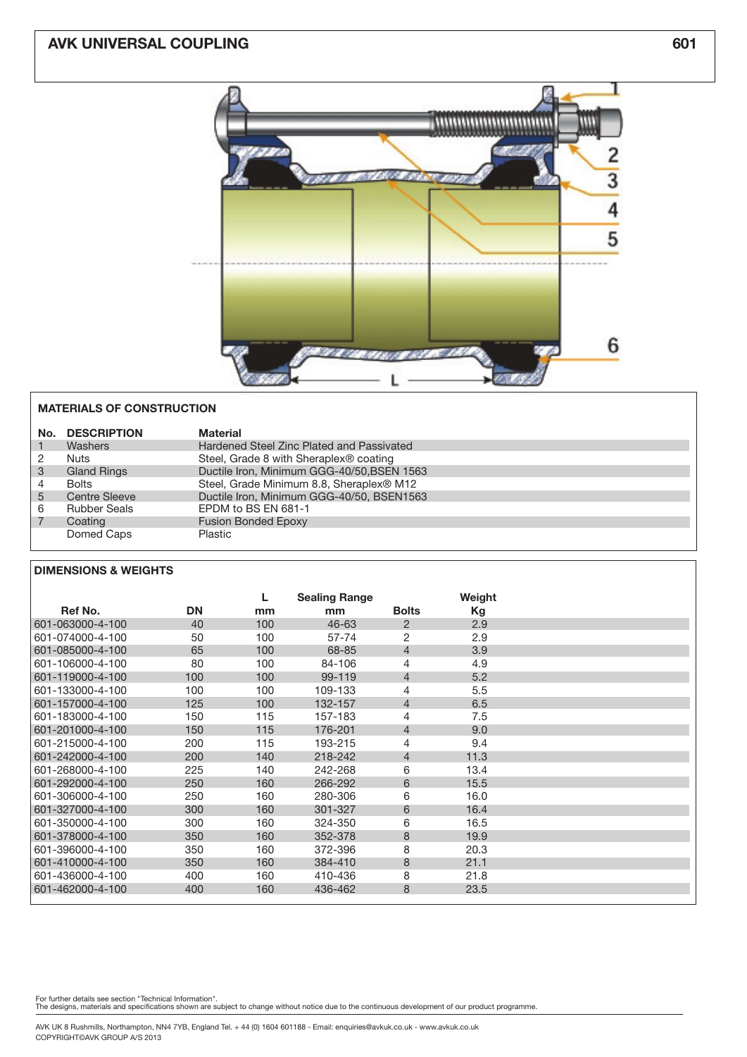# AVK UNIVERSAL COUPLING

601

1
2
3
4
5
6
L

## MATERIALS OF CONSTRUCTION

| No. | DESCRIPTION | Material |
|---|---|---|
| 1 | Washers | Hardened Steel Zinc Plated and Passivated |
| 2 | Nuts | Steel, Grade 8 with Sheraplex® coating |
| 3 | Gland Rings | Ductile Iron, Minimum GGG-40/50,BSEN 1563 |
| 4 | Bolts | Steel, Grade Minimum 8.8, Sheraplex® M12 |
| 5 | Centre Sleeve | Ductile Iron, Minimum GGG-40/50, BSEN1563 |
| 6 | Rubber Seals | EPDM to BS EN 681-1 |
| 7 | Coating | Fusion Bonded Epoxy |
| | Domed Caps | Plastic |

## DIMENSIONS & WEIGHTS

| Ref No. | DN | L mm | Sealing Range mm | Bolts | Weight Kg |
|---|---|---|---|---|---|
| 601-063000-4-100 | 40 | 100 | 46-63 | 2 | 2.9 |
| 601-074000-4-100 | 50 | 100 | 57-74 | 2 | 2.9 |
| 601-085000-4-100 | 65 | 100 | 68-85 | 4 | 3.9 |
| 601-106000-4-100 | 80 | 100 | 84-106 | 4 | 4.9 |
| 601-119000-4-100 | 100 | 100 | 99-119 | 4 | 5.2 |
| 601-133000-4-100 | 100 | 100 | 109-133 | 4 | 5.5 |
| 601-157000-4-100 | 125 | 100 | 132-157 | 4 | 6.5 |
| 601-183000-4-100 | 150 | 115 | 157-183 | 4 | 7.5 |
| 601-201000-4-100 | 150 | 115 | 176-201 | 4 | 9.0 |
| 601-215000-4-100 | 200 | 115 | 193-215 | 4 | 9.4 |
| 601-242000-4-100 | 200 | 140 | 218-242 | 4 | 11.3 |
| 601-268000-4-100 | 225 | 140 | 242-268 | 6 | 13.4 |
| 601-292000-4-100 | 250 | 160 | 266-292 | 6 | 15.5 |
| 601-306000-4-100 | 250 | 160 | 280-306 | 6 | 16.0 |
| 601-327000-4-100 | 300 | 160 | 301-327 | 6 | 16.4 |
| 601-350000-4-100 | 300 | 160 | 324-350 | 6 | 16.5 |
| 601-378000-4-100 | 350 | 160 | 352-378 | 8 | 19.9 |
| 601-396000-4-100 | 350 | 160 | 372-396 | 8 | 20.3 |
| 601-410000-4-100 | 350 | 160 | 384-410 | 8 | 21.1 |
| 601-436000-4-100 | 400 | 160 | 410-436 | 8 | 21.8 |
| 601-462000-4-100 | 400 | 160 | 436-462 | 8 | 23.5 |

For further details see section "Technical Information".
The designs, materials and specifications shown are subject to change without notice due to the continuous development of our product programme.

AVK UK 8 Rushmills, Northampton, NN4 7YB, England Tel. + 44 (0) 1604 601188 - Email: enquiries@avkuk.co.uk - www.avkuk.co.uk
COPYRIGHT©AVK GROUP A/S 2013